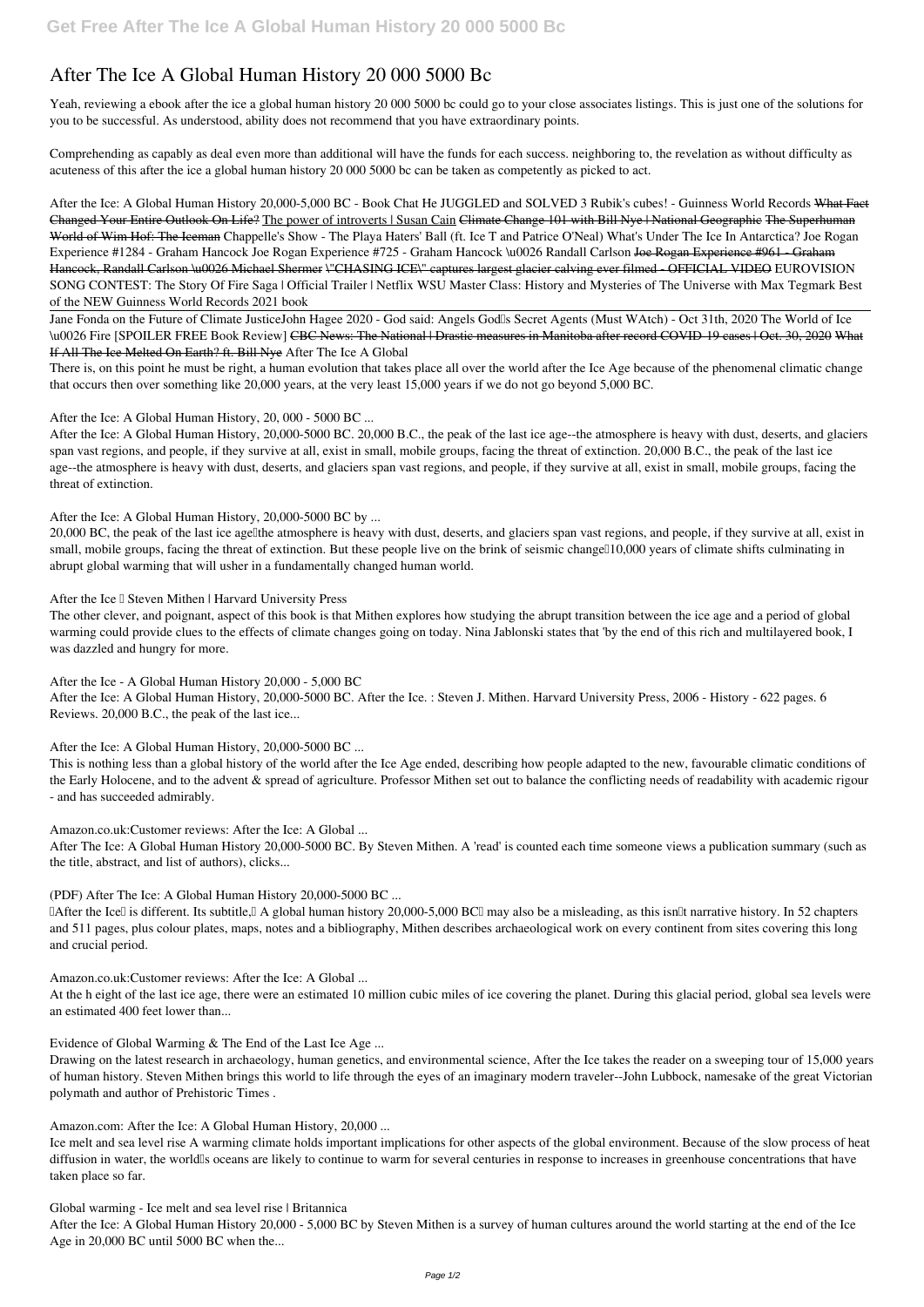# After The Ice A Global Human History 20 000 5000 Bc

Yeah, reviewing a ebook after the ice a global human history 20 000 5000 bc could go to your close associates listings. This is just one of the solutions for you to be successful. As understood, ability does not recommend that you have extraordinary points.

Comprehending as capably as deal even more than additional will have the funds for each success. neighboring to, the revelation as without difficulty as acuteness of this after the ice a global human history 20 000 5000 bc can be taken as competently as picked to act.

After the Ice: A Global Human History 20,000-5,000 BC - Book Chat He JUGGLED and SOLVED 3 Rubik's cubes! - Guinness World Records ~~What Fact Changed Your Entire Outlook On Life?~~ The power of introverts | Susan Cain ~~Climate Change 101 with Bill Nye | National Geographic~~ ~~The Superhuman World of Wim Hof: The Iceman~~ Chappelle's Show - The Playa Haters' Ball (ft. Ice T and Patrice O'Neal) What's Under The Ice In Antarctica? Joe Rogan Experience #1284 - Graham Hancock Joe Rogan Experience #725 - Graham Hancock \u0026 Randall Carlson ~~Joe Rogan Experience #961 - Graham Hancock, Randall Carlson \u0026 Michael Shermer~~ ~~\"CHASING ICE\" captures largest glacier calving ever filmed - OFFICIAL VIDEO~~ EUROVISION SONG CONTEST: The Story Of Fire Saga | Official Trailer | Netflix WSU Master Class: History and Mysteries of The Universe with Max Tegmark Best of the NEW Guinness World Records 2021 book

Jane Fonda on the Future of Climate JusticeJohn Hagee 2020 - God said: Angels God's Secret Agents (Must WAtch) - Oct 31th, 2020 The World of Ice \u0026 Fire [SPOILER FREE Book Review] ~~CBC News: The National | Drastic measures in Manitoba after record COVID-19 cases | Oct. 30, 2020~~ ~~What If All The Ice Melted On Earth? ft. Bill Nye~~ After The Ice A Global

There is, on this point he must be right, a human evolution that takes place all over the world after the Ice Age because of the phenomenal climatic change that occurs then over something like 20,000 years, at the very least 15,000 years if we do not go beyond 5,000 BC.

After the Ice: A Global Human History, 20, 000 - 5000 BC ...

After the Ice: A Global Human History, 20,000-5000 BC. 20,000 B.C., the peak of the last ice age--the atmosphere is heavy with dust, deserts, and glaciers span vast regions, and people, if they survive at all, exist in small, mobile groups, facing the threat of extinction. 20,000 B.C., the peak of the last ice age--the atmosphere is heavy with dust, deserts, and glaciers span vast regions, and people, if they survive at all, exist in small, mobile groups, facing the threat of extinction.

After the Ice: A Global Human History, 20,000-5000 BC by ...

20,000 BC, the peak of the last ice age—the atmosphere is heavy with dust, deserts, and glaciers span vast regions, and people, if they survive at all, exist in small, mobile groups, facing the threat of extinction. But these people live on the brink of seismic change—10,000 years of climate shifts culminating in abrupt global warming that will usher in a fundamentally changed human world.

After the Ice — Steven Mithen | Harvard University Press

The other clever, and poignant, aspect of this book is that Mithen explores how studying the abrupt transition between the ice age and a period of global warming could provide clues to the effects of climate changes going on today. Nina Jablonski states that 'by the end of this rich and multilayered book, I was dazzled and hungry for more.

After the Ice - A Global Human History 20,000 - 5,000 BC

After the Ice: A Global Human History, 20,000-5000 BC. After the Ice. : Steven J. Mithen. Harvard University Press, 2006 - History - 622 pages. 6 Reviews. 20,000 B.C., the peak of the last ice...

After the Ice: A Global Human History, 20,000-5000 BC ...

This is nothing less than a global history of the world after the Ice Age ended, describing how people adapted to the new, favourable climatic conditions of the Early Holocene, and to the advent & spread of agriculture. Professor Mithen set out to balance the conflicting needs of readability with academic rigour - and has succeeded admirably.

Amazon.co.uk:Customer reviews: After the Ice: A Global ...

After The Ice: A Global Human History 20,000-5000 BC. By Steven Mithen. A 'read' is counted each time someone views a publication summary (such as the title, abstract, and list of authors), clicks...

(PDF) After The Ice: A Global Human History 20,000-5000 BC ...

'After the Ice' is different. Its subtitle,' A global human history 20,000-5,000 BC' may also be a misleading, as this isn't narrative history. In 52 chapters and 511 pages, plus colour plates, maps, notes and a bibliography, Mithen describes archaeological work on every continent from sites covering this long and crucial period.

Amazon.co.uk:Customer reviews: After the Ice: A Global ...

At the h eight of the last ice age, there were an estimated 10 million cubic miles of ice covering the planet. During this glacial period, global sea levels were an estimated 400 feet lower than...

Evidence of Global Warming & The End of the Last Ice Age ...

Drawing on the latest research in archaeology, human genetics, and environmental science, After the Ice takes the reader on a sweeping tour of 15,000 years of human history. Steven Mithen brings this world to life through the eyes of an imaginary modern traveler--John Lubbock, namesake of the great Victorian polymath and author of Prehistoric Times .

Amazon.com: After the Ice: A Global Human History, 20,000 ...

Ice melt and sea level rise A warming climate holds important implications for other aspects of the global environment. Because of the slow process of heat diffusion in water, the world's oceans are likely to continue to warm for several centuries in response to increases in greenhouse concentrations that have taken place so far.

Global warming - Ice melt and sea level rise | Britannica

After the Ice: A Global Human History 20,000 - 5,000 BC by Steven Mithen is a survey of human cultures around the world starting at the end of the Ice Age in 20,000 BC until 5000 BC when the...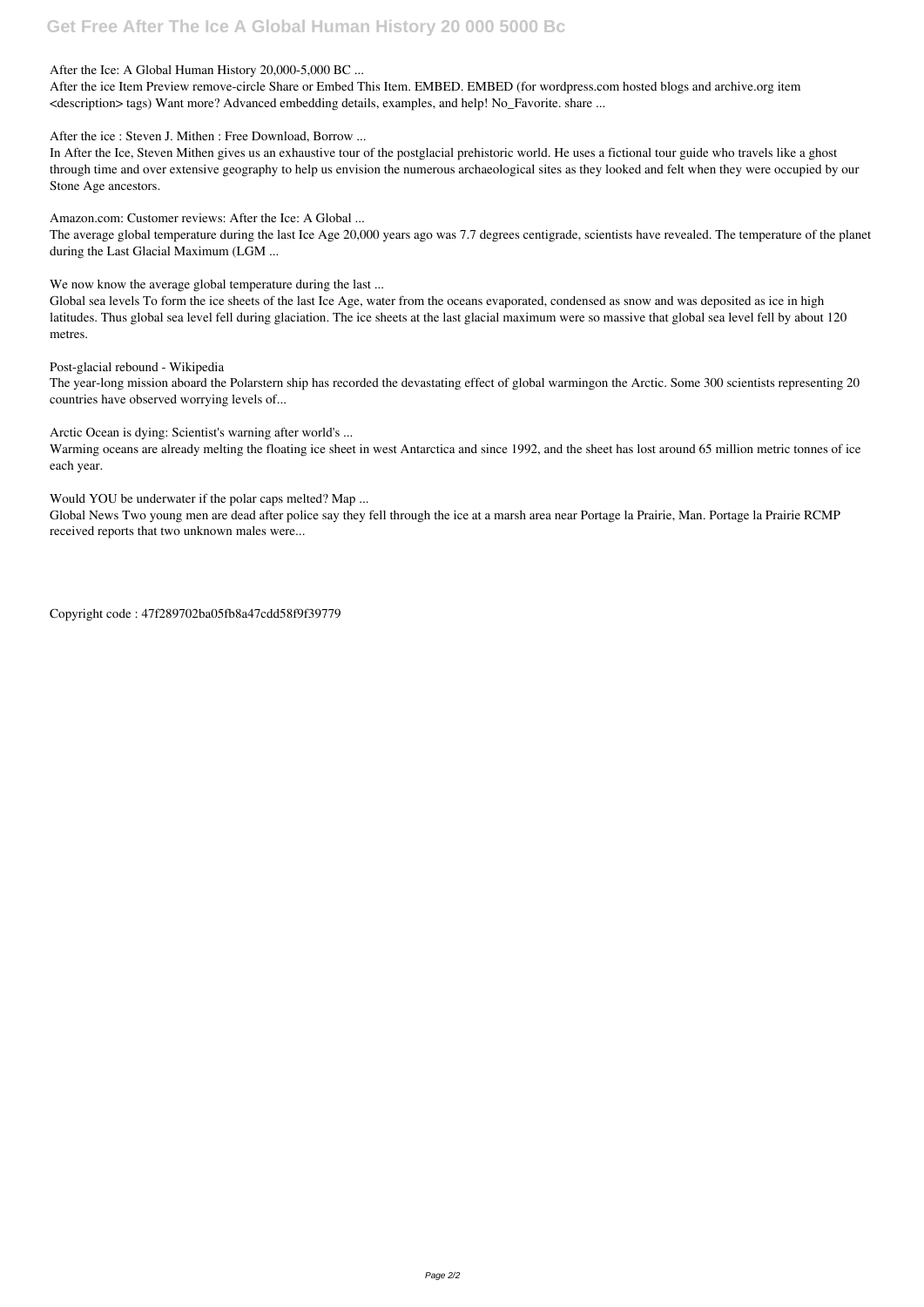After the Ice: A Global Human History 20,000-5,000 BC ...

After the ice Item Preview remove-circle Share or Embed This Item. EMBED. EMBED (for wordpress.com hosted blogs and archive.org item <description> tags) Want more? Advanced embedding details, examples, and help! No_Favorite. share ...

After the ice : Steven J. Mithen : Free Download, Borrow ...

In After the Ice, Steven Mithen gives us an exhaustive tour of the postglacial prehistoric world. He uses a fictional tour guide who travels like a ghost through time and over extensive geography to help us envision the numerous archaeological sites as they looked and felt when they were occupied by our Stone Age ancestors.

Amazon.com: Customer reviews: After the Ice: A Global ...

The average global temperature during the last Ice Age 20,000 years ago was 7.7 degrees centigrade, scientists have revealed. The temperature of the planet during the Last Glacial Maximum (LGM ...

We now know the average global temperature during the last ...

Global sea levels To form the ice sheets of the last Ice Age, water from the oceans evaporated, condensed as snow and was deposited as ice in high latitudes. Thus global sea level fell during glaciation. The ice sheets at the last glacial maximum were so massive that global sea level fell by about 120 metres.

Post-glacial rebound - Wikipedia

The year-long mission aboard the Polarstern ship has recorded the devastating effect of global warmingon the Arctic. Some 300 scientists representing 20 countries have observed worrying levels of...

Arctic Ocean is dying: Scientist's warning after world's ...

Warming oceans are already melting the floating ice sheet in west Antarctica and since 1992, and the sheet has lost around 65 million metric tonnes of ice each year.

Would YOU be underwater if the polar caps melted? Map ...

Global News Two young men are dead after police say they fell through the ice at a marsh area near Portage la Prairie, Man. Portage la Prairie RCMP received reports that two unknown males were...

Copyright code : 47f289702ba05fb8a47cdd58f9f39779